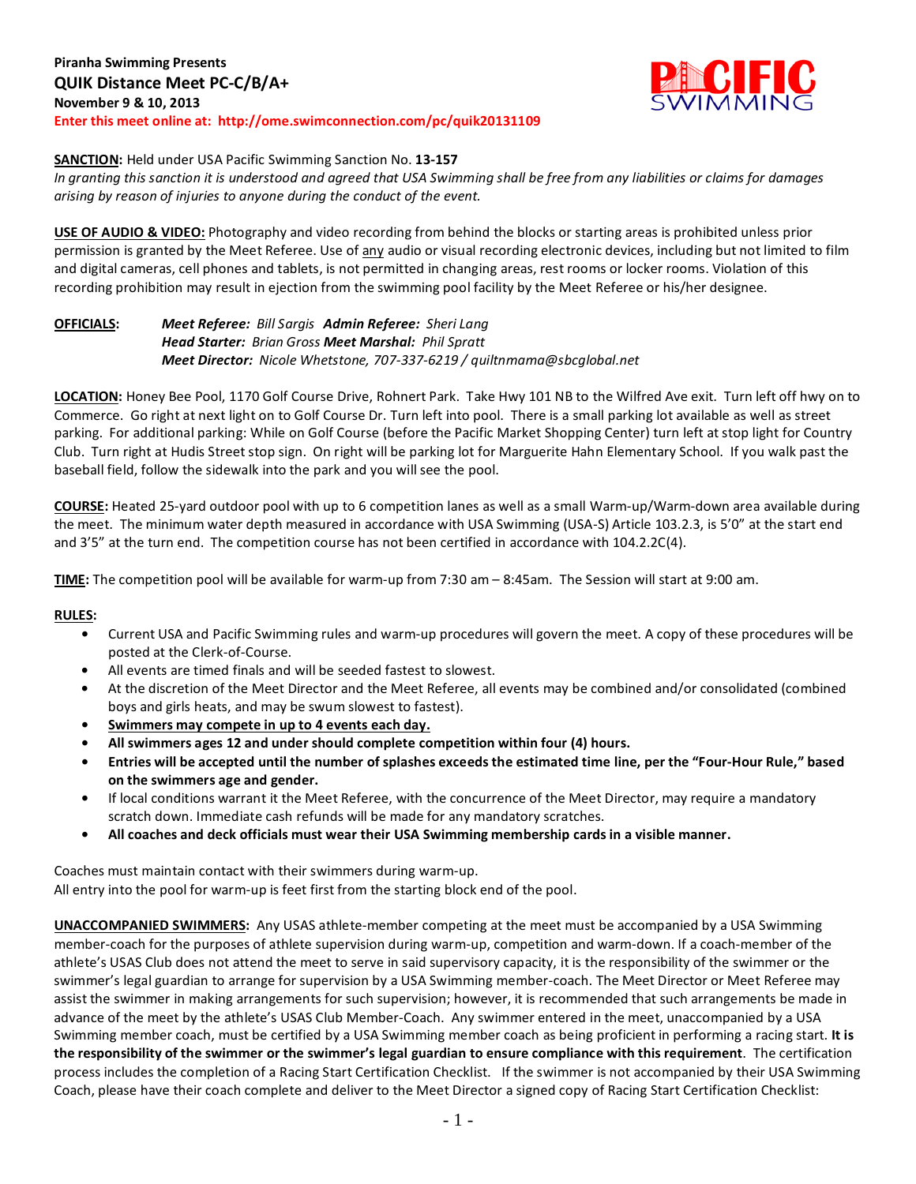**Piranha Swimming Presents**

## QUIK Distance Meet PC-C/B/A+

**November 9 & 10, 2013**

**Enter this meet online at: http://ome.swimconnection.com/pc/quik20131109**

**SANCTION:** Held under USA Pacific Swimming Sanction No. **13-157**
*In granting this sanction it is understood and agreed that USA Swimming shall be free from any liabilities or claims for damages arising by reason of injuries to anyone during the conduct of the event.*

**USE OF AUDIO & VIDEO:** Photography and video recording from behind the blocks or starting areas is prohibited unless prior permission is granted by the Meet Referee. Use of any audio or visual recording electronic devices, including but not limited to film and digital cameras, cell phones and tablets, is not permitted in changing areas, rest rooms or locker rooms. Violation of this recording prohibition may result in ejection from the swimming pool facility by the Meet Referee or his/her designee.

**OFFICIALS:** ***Meet Referee:*** *Bill Sargis* ***Admin Referee:*** *Sheri Lang*
***Head Starter:*** *Brian Gross* ***Meet Marshal:*** *Phil Spratt*
***Meet Director:*** *Nicole Whetstone, 707-337-6219 / quiltnmama@sbcglobal.net*

**LOCATION:** Honey Bee Pool, 1170 Golf Course Drive, Rohnert Park. Take Hwy 101 NB to the Wilfred Ave exit. Turn left off hwy on to Commerce. Go right at next light on to Golf Course Dr. Turn left into pool. There is a small parking lot available as well as street parking. For additional parking: While on Golf Course (before the Pacific Market Shopping Center) turn left at stop light for Country Club. Turn right at Hudis Street stop sign. On right will be parking lot for Marguerite Hahn Elementary School. If you walk past the baseball field, follow the sidewalk into the park and you will see the pool.

**COURSE:** Heated 25-yard outdoor pool with up to 6 competition lanes as well as a small Warm-up/Warm-down area available during the meet. The minimum water depth measured in accordance with USA Swimming (USA-S) Article 103.2.3, is 5'0" at the start end and 3'5" at the turn end. The competition course has not been certified in accordance with 104.2.2C(4).

**TIME:** The competition pool will be available for warm-up from 7:30 am – 8:45am. The Session will start at 9:00 am.

**RULES:**

- Current USA and Pacific Swimming rules and warm-up procedures will govern the meet. A copy of these procedures will be posted at the Clerk-of-Course.
- All events are timed finals and will be seeded fastest to slowest.
- At the discretion of the Meet Director and the Meet Referee, all events may be combined and/or consolidated (combined boys and girls heats, and may be swum slowest to fastest).
- **Swimmers may compete in up to 4 events each day.**
- **All swimmers ages 12 and under should complete competition within four (4) hours.**
- **Entries will be accepted until the number of splashes exceeds the estimated time line, per the "Four-Hour Rule," based on the swimmers age and gender.**
- If local conditions warrant it the Meet Referee, with the concurrence of the Meet Director, may require a mandatory scratch down. Immediate cash refunds will be made for any mandatory scratches.
- **All coaches and deck officials must wear their USA Swimming membership cards in a visible manner.**

Coaches must maintain contact with their swimmers during warm-up.
All entry into the pool for warm-up is feet first from the starting block end of the pool.

**UNACCOMPANIED SWIMMERS:** Any USAS athlete-member competing at the meet must be accompanied by a USA Swimming member-coach for the purposes of athlete supervision during warm-up, competition and warm-down. If a coach-member of the athlete's USAS Club does not attend the meet to serve in said supervisory capacity, it is the responsibility of the swimmer or the swimmer's legal guardian to arrange for supervision by a USA Swimming member-coach. The Meet Director or Meet Referee may assist the swimmer in making arrangements for such supervision; however, it is recommended that such arrangements be made in advance of the meet by the athlete's USAS Club Member-Coach. Any swimmer entered in the meet, unaccompanied by a USA Swimming member coach, must be certified by a USA Swimming member coach as being proficient in performing a racing start. **It is the responsibility of the swimmer or the swimmer's legal guardian to ensure compliance with this requirement**. The certification process includes the completion of a Racing Start Certification Checklist. If the swimmer is not accompanied by their USA Swimming Coach, please have their coach complete and deliver to the Meet Director a signed copy of Racing Start Certification Checklist: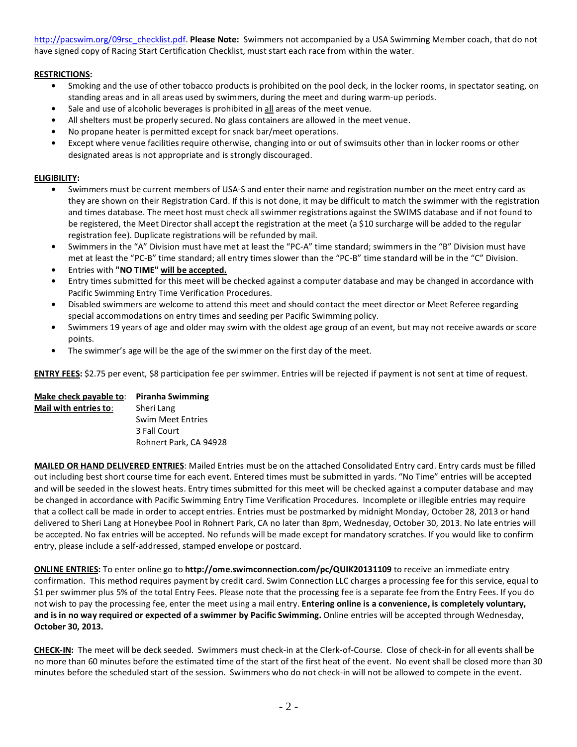http://pacswim.org/09rsc_checklist.pdf. **Please Note:** Swimmers not accompanied by a USA Swimming Member coach, that do not have signed copy of Racing Start Certification Checklist, must start each race from within the water.

**RESTRICTIONS:**

- Smoking and the use of other tobacco products is prohibited on the pool deck, in the locker rooms, in spectator seating, on standing areas and in all areas used by swimmers, during the meet and during warm-up periods.
- Sale and use of alcoholic beverages is prohibited in all areas of the meet venue.
- All shelters must be properly secured. No glass containers are allowed in the meet venue.
- No propane heater is permitted except for snack bar/meet operations.
- Except where venue facilities require otherwise, changing into or out of swimsuits other than in locker rooms or other designated areas is not appropriate and is strongly discouraged.

**ELIGIBILITY:**

- Swimmers must be current members of USA-S and enter their name and registration number on the meet entry card as they are shown on their Registration Card. If this is not done, it may be difficult to match the swimmer with the registration and times database. The meet host must check all swimmer registrations against the SWIMS database and if not found to be registered, the Meet Director shall accept the registration at the meet (a $10 surcharge will be added to the regular registration fee). Duplicate registrations will be refunded by mail.
- Swimmers in the "A" Division must have met at least the "PC-A" time standard; swimmers in the "B" Division must have met at least the "PC-B" time standard; all entry times slower than the "PC-B" time standard will be in the "C" Division.
- Entries with **"NO TIME" will be accepted.**
- Entry times submitted for this meet will be checked against a computer database and may be changed in accordance with Pacific Swimming Entry Time Verification Procedures.
- Disabled swimmers are welcome to attend this meet and should contact the meet director or Meet Referee regarding special accommodations on entry times and seeding per Pacific Swimming policy.
- Swimmers 19 years of age and older may swim with the oldest age group of an event, but may not receive awards or score points.
- The swimmer's age will be the age of the swimmer on the first day of the meet.

**ENTRY FEES:** $2.75 per event, $8 participation fee per swimmer. Entries will be rejected if payment is not sent at time of request.

**Make check payable to**: **Piranha Swimming**
**Mail with entries to**: Sheri Lang
Swim Meet Entries
3 Fall Court
Rohnert Park, CA 94928

**MAILED OR HAND DELIVERED ENTRIES**: Mailed Entries must be on the attached Consolidated Entry card. Entry cards must be filled out including best short course time for each event. Entered times must be submitted in yards. "No Time" entries will be accepted and will be seeded in the slowest heats. Entry times submitted for this meet will be checked against a computer database and may be changed in accordance with Pacific Swimming Entry Time Verification Procedures. Incomplete or illegible entries may require that a collect call be made in order to accept entries. Entries must be postmarked by midnight Monday, October 28, 2013 or hand delivered to Sheri Lang at Honeybee Pool in Rohnert Park, CA no later than 8pm, Wednesday, October 30, 2013. No late entries will be accepted. No fax entries will be accepted. No refunds will be made except for mandatory scratches. If you would like to confirm entry, please include a self-addressed, stamped envelope or postcard.

**ONLINE ENTRIES:** To enter online go to **http://ome.swimconnection.com/pc/QUIK20131109** to receive an immediate entry confirmation. This method requires payment by credit card. Swim Connection LLC charges a processing fee for this service, equal to $1 per swimmer plus 5% of the total Entry Fees. Please note that the processing fee is a separate fee from the Entry Fees. If you do not wish to pay the processing fee, enter the meet using a mail entry. **Entering online is a convenience, is completely voluntary, and is in no way required or expected of a swimmer by Pacific Swimming.** Online entries will be accepted through Wednesday, **October 30, 2013.**

**CHECK-IN:** The meet will be deck seeded. Swimmers must check-in at the Clerk-of-Course. Close of check-in for all events shall be no more than 60 minutes before the estimated time of the start of the first heat of the event. No event shall be closed more than 30 minutes before the scheduled start of the session. Swimmers who do not check-in will not be allowed to compete in the event.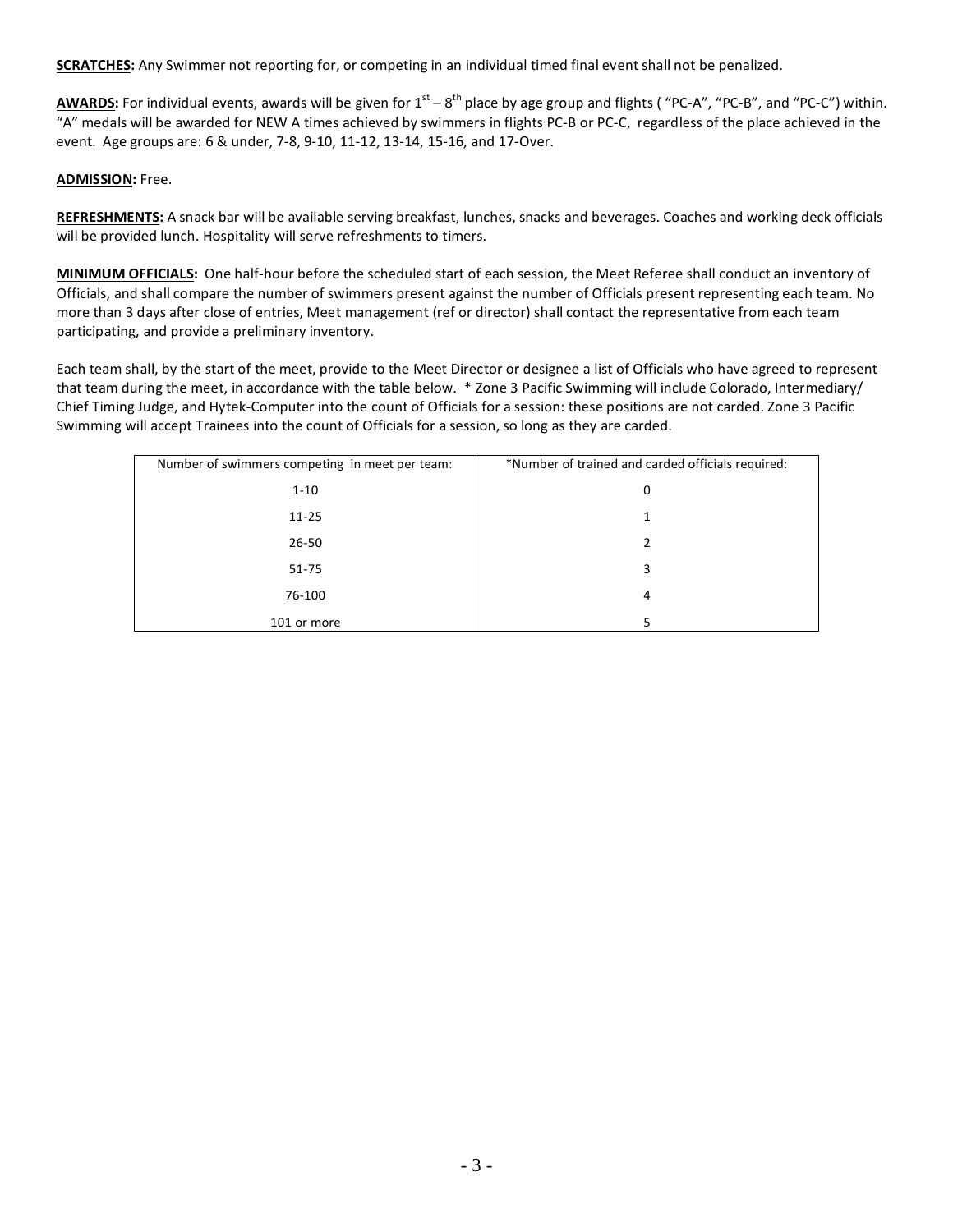**SCRATCHES:** Any Swimmer not reporting for, or competing in an individual timed final event shall not be penalized.

**AWARDS:** For individual events, awards will be given for 1st – 8th place by age group and flights ( "PC-A", "PC-B", and "PC-C") within. "A" medals will be awarded for NEW A times achieved by swimmers in flights PC-B or PC-C, regardless of the place achieved in the event. Age groups are: 6 & under, 7-8, 9-10, 11-12, 13-14, 15-16, and 17-Over.

**ADMISSION:** Free.

**REFRESHMENTS:** A snack bar will be available serving breakfast, lunches, snacks and beverages. Coaches and working deck officials will be provided lunch. Hospitality will serve refreshments to timers.

**MINIMUM OFFICIALS:** One half-hour before the scheduled start of each session, the Meet Referee shall conduct an inventory of Officials, and shall compare the number of swimmers present against the number of Officials present representing each team. No more than 3 days after close of entries, Meet management (ref or director) shall contact the representative from each team participating, and provide a preliminary inventory.

Each team shall, by the start of the meet, provide to the Meet Director or designee a list of Officials who have agreed to represent that team during the meet, in accordance with the table below. * Zone 3 Pacific Swimming will include Colorado, Intermediary/ Chief Timing Judge, and Hytek-Computer into the count of Officials for a session: these positions are not carded. Zone 3 Pacific Swimming will accept Trainees into the count of Officials for a session, so long as they are carded.

| Number of swimmers competing in meet per team: | *Number of trained and carded officials required: |
|---|---|
| 1-10 | 0 |
| 11-25 | 1 |
| 26-50 | 2 |
| 51-75 | 3 |
| 76-100 | 4 |
| 101 or more | 5 |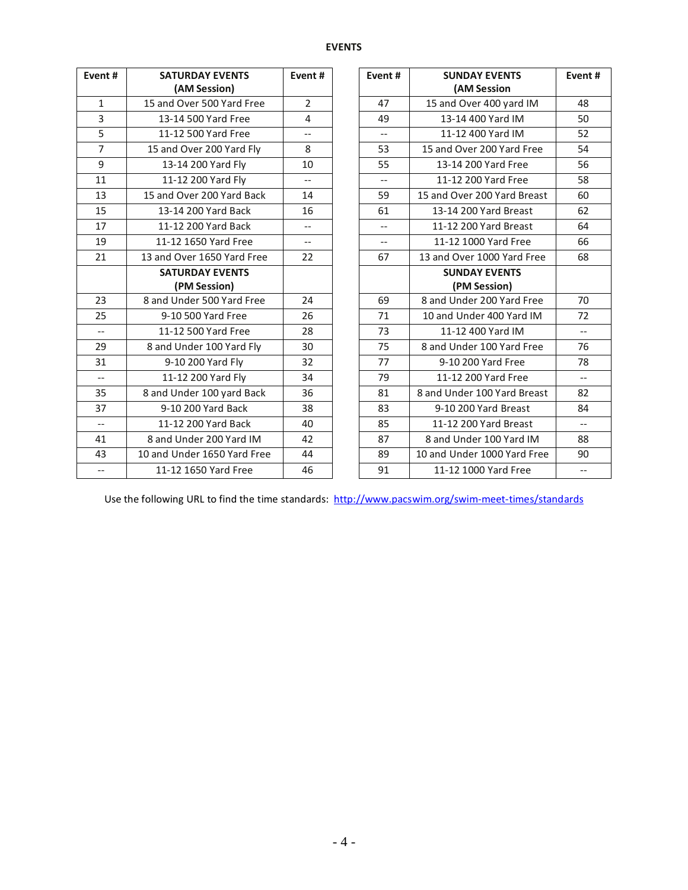## EVENTS

| Event # | SATURDAY EVENTS (AM Session) | Event # |
|---|---|---|
| 1 | 15 and Over 500 Yard Free | 2 |
| 3 | 13-14 500 Yard Free | 4 |
| 5 | 11-12 500 Yard Free | -- |
| 7 | 15 and Over 200 Yard Fly | 8 |
| 9 | 13-14 200 Yard Fly | 10 |
| 11 | 11-12 200 Yard Fly | -- |
| 13 | 15 and Over 200 Yard Back | 14 |
| 15 | 13-14 200 Yard Back | 16 |
| 17 | 11-12 200 Yard Back | -- |
| 19 | 11-12 1650 Yard Free | -- |
| 21 | 13 and Over 1650 Yard Free | 22 |
| | **SATURDAY EVENTS (PM Session)** | |
| 23 | 8 and Under 500 Yard Free | 24 |
| 25 | 9-10 500 Yard Free | 26 |
| -- | 11-12 500 Yard Free | 28 |
| 29 | 8 and Under 100 Yard Fly | 30 |
| 31 | 9-10 200 Yard Fly | 32 |
| -- | 11-12 200 Yard Fly | 34 |
| 35 | 8 and Under 100 yard Back | 36 |
| 37 | 9-10 200 Yard Back | 38 |
| -- | 11-12 200 Yard Back | 40 |
| 41 | 8 and Under 200 Yard IM | 42 |
| 43 | 10 and Under 1650 Yard Free | 44 |
| -- | 11-12 1650 Yard Free | 46 |

| Event # | SUNDAY EVENTS (AM Session | Event # |
|---|---|---|
| 47 | 15 and Over 400 yard IM | 48 |
| 49 | 13-14 400 Yard IM | 50 |
| -- | 11-12 400 Yard IM | 52 |
| 53 | 15 and Over 200 Yard Free | 54 |
| 55 | 13-14 200 Yard Free | 56 |
| -- | 11-12 200 Yard Free | 58 |
| 59 | 15 and Over 200 Yard Breast | 60 |
| 61 | 13-14 200 Yard Breast | 62 |
| -- | 11-12 200 Yard Breast | 64 |
| -- | 11-12 1000 Yard Free | 66 |
| 67 | 13 and Over 1000 Yard Free | 68 |
| | **SUNDAY EVENTS (PM Session)** | |
| 69 | 8 and Under 200 Yard Free | 70 |
| 71 | 10 and Under 400 Yard IM | 72 |
| 73 | 11-12 400 Yard IM | -- |
| 75 | 8 and Under 100 Yard Free | 76 |
| 77 | 9-10 200 Yard Free | 78 |
| 79 | 11-12 200 Yard Free | -- |
| 81 | 8 and Under 100 Yard Breast | 82 |
| 83 | 9-10 200 Yard Breast | 84 |
| 85 | 11-12 200 Yard Breast | -- |
| 87 | 8 and Under 100 Yard IM | 88 |
| 89 | 10 and Under 1000 Yard Free | 90 |
| 91 | 11-12 1000 Yard Free | -- |

Use the following URL to find the time standards: http://www.pacswim.org/swim-meet-times/standards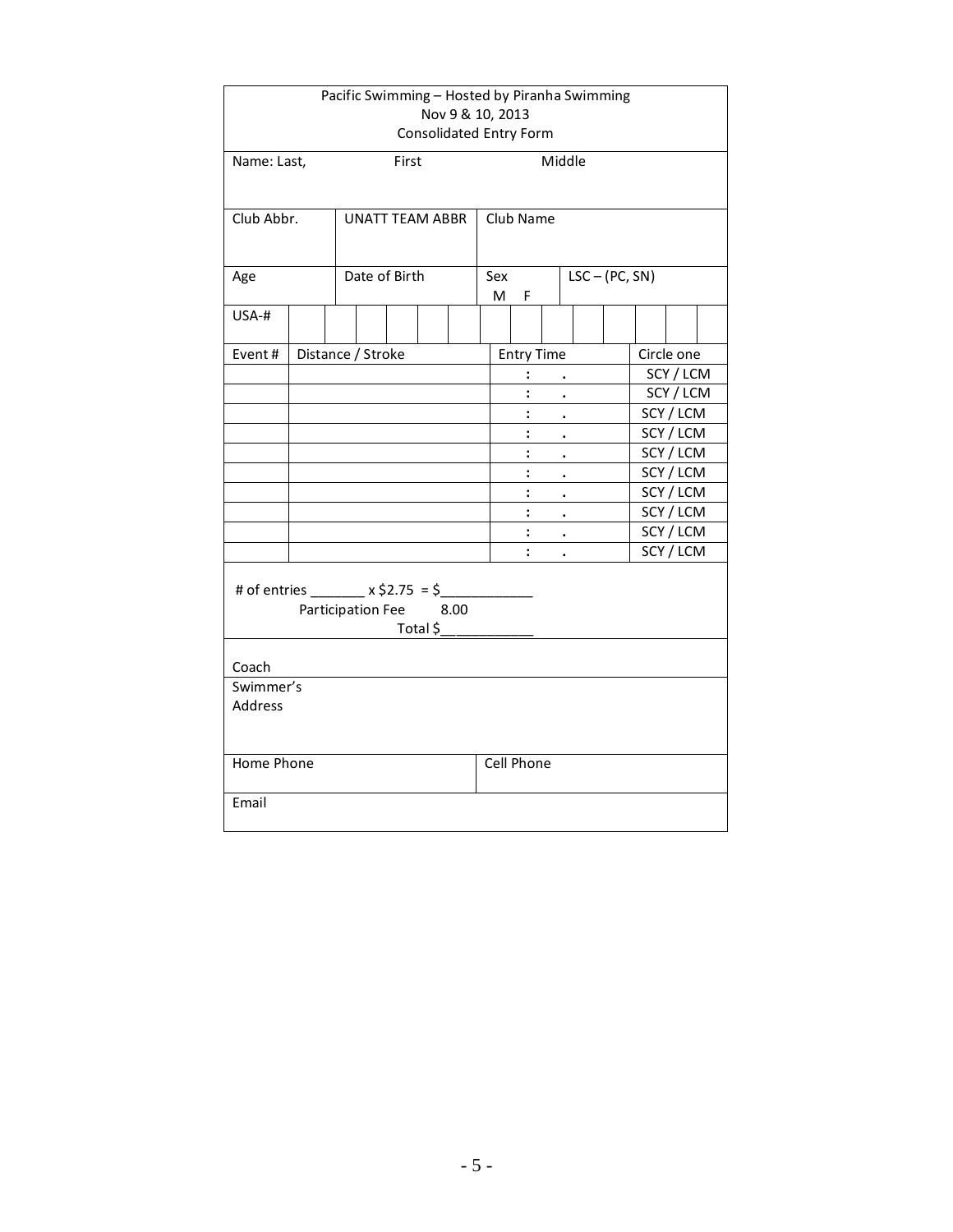Pacific Swimming – Hosted by Piranha Swimming
Nov 9 & 10, 2013
Consolidated Entry Form

| Name: Last, | First | Middle |
|---|---|---|
| | | |

| Club Abbr. | UNATT TEAM ABBR | Club Name |
|---|---|---|
| | | |

| Age | Date of Birth | Sex M F | LSC – (PC, SN) |
|---|---|---|---|
| | | | |

| USA-# | | | | | | | | | | | | | | |
|---|---|---|---|---|---|---|---|---|---|---|---|---|---|---|

| Event # | Distance / Stroke | Entry Time | Circle one |
|---|---|---|---|
| | | : . | SCY / LCM |
| | | : . | SCY / LCM |
| | | : . | SCY / LCM |
| | | : . | SCY / LCM |
| | | : . | SCY / LCM |
| | | : . | SCY / LCM |
| | | : . | SCY / LCM |
| | | : . | SCY / LCM |
| | | : . | SCY / LCM |
| | | : . | SCY / LCM |

# of entries _______ x $2.75 = $____________

Participation Fee 8.00

Total $___________

Coach

Swimmer's Address

| Home Phone | Cell Phone |
|---|---|
| | |

Email